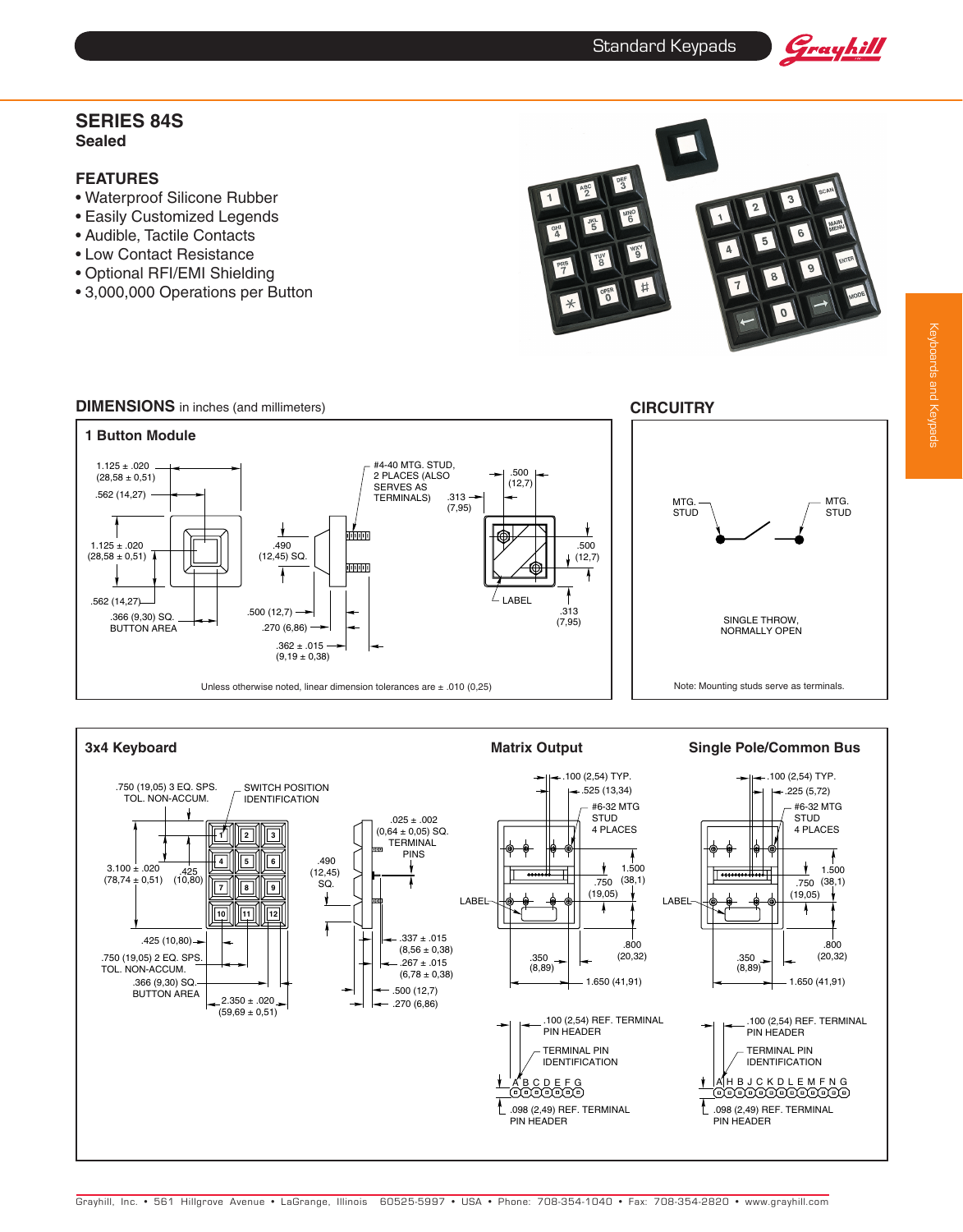# SERIES 84S

**Sealed**

## FEATURES

- Waterproof Silicone Rubber
- Easily Customized Legends
- Audible, Tactile Contacts
- Low Contact Resistance
- Optional RFI/EMI Shielding
- 3,000,000 Operations per Button

## DIMENSIONS in inches (and millimeters)

### 1 Button Module

1.125 ± .020 (28,58 ± 0,51)
.562 (14,27)
1.125 ± .020 (28,58 ± 0,51)
.562 (14,27)
.366 (9,30) SQ. BUTTON AREA
#4-40 MTG. STUD, 2 PLACES (ALSO SERVES AS TERMINALS)
.490 (12,45) SQ.
.500 (12,7)
.270 (6,86)
.362 ± .015 (9,19 ± 0,38)
.313 (7,95)
.500 (12,7)
.500 (12,7)
LABEL
.313 (7,95)

Unless otherwise noted, linear dimension tolerances are ± .010 (0,25)

## CIRCUITRY

MTG. STUD
MTG. STUD
SINGLE THROW, NORMALLY OPEN

Note: Mounting studs serve as terminals.

### 3x4 Keyboard

.750 (19,05) 3 EQ. SPS. TOL. NON-ACCUM.
SWITCH POSITION IDENTIFICATION
3.100 ± .020 (78,74 ± 0,51)
.425 (10,80)
.425 (10,80)
.750 (19,05) 2 EQ. SPS. TOL. NON-ACCUM.
.366 (9,30) SQ. BUTTON AREA
2.350 ± .020 (59,69 ± 0,51)
.490 (12,45) SQ.
.025 ± .002 (0,64 ± 0,05) SQ. TERMINAL PINS
.337 ± .015 (8,56 ± 0,38)
.267 ± .015 (6,78 ± 0,38)
.500 (12,7)
.270 (6,86)

### Matrix Output

.100 (2,54) TYP.
.525 (13,34)
#6-32 MTG STUD 4 PLACES
1.500 (38,1)
.750 (19,05)
LABEL
.800 (20,32)
.350 (8,89)
1.650 (41,91)
.100 (2,54) REF. TERMINAL PIN HEADER
TERMINAL PIN IDENTIFICATION
A B C D E F G
.098 (2,49) REF. TERMINAL PIN HEADER

### Single Pole/Common Bus

.100 (2,54) TYP.
.225 (5,72)
#6-32 MTG STUD 4 PLACES
1.500 (38,1)
.750 (19,05)
LABEL
.800 (20,32)
.350 (8,89)
1.650 (41,91)
.100 (2,54) REF. TERMINAL PIN HEADER
TERMINAL PIN IDENTIFICATION
A H B J C K D L E M F N G
.098 (2,49) REF. TERMINAL PIN HEADER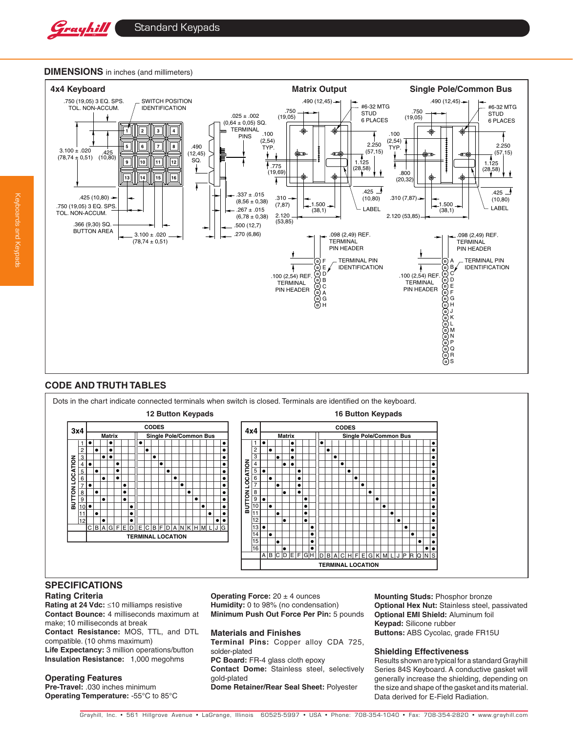## DIMENSIONS in inches (and millimeters)

### 4x4 Keyboard

.750 (19,05) 3 EQ. SPS.
TOL. NON-ACCUM.

SWITCH POSITION IDENTIFICATION

3.100 ± .020
(78,74 ± 0,51)

.425
(10,80)

.490
(12,45)
SQ.

.025 ± .002
(0,64 ± 0,05) SQ.
TERMINAL PINS

.425 (10,80)

.750 (19,05) 3 EQ. SPS.
TOL. NON-ACCUM.

.366 (9,30) SQ.
BUTTON AREA

3.100 ± .020
(78,74 ± 0,51)

.337 ± .015
(8,56 ± 0,38)

.267 ± .015
(6,78 ± 0,38)

.500 (12,7)

.270 (6,86)

1 2 3 4
5 6 7 8
9 10 11 12
13 14 15 16

### Matrix Output

.490 (12,45)

.750
(19,05)

#6-32 MTG STUD
6 PLACES

.100
(2,54)
TYP.

2.250
(57,15)

1.125
(28,58)

.775
(19,69)

.310
(7,87)

1.500
(38,1)

2.120
(53,85)

.425
(10,80)

LABEL

.098 (2,49) REF.
TERMINAL PIN HEADER

TERMINAL PIN IDENTIFICATION

.100 (2,54) REF.
TERMINAL PIN HEADER

F
E
D
B
C
A
G
H

### Single Pole/Common Bus

.490 (12,45)

.750
(19,05)

#6-32 MTG STUD
6 PLACES

.100
(2,54)
TYP.

2.250
(57,15)

1.125
(28,58)

.800
(20,32)

.310 (7,87)

1.500
(38,1)

2.120 (53,85)

.425
(10,80)

LABEL

.098 (2,49) REF.
TERMINAL PIN HEADER

TERMINAL PIN IDENTIFICATION

.100 (2,54) REF.
TERMINAL PIN HEADER

A
B
C
D
E
F
G
H
J
K
L
M
N
P
Q
R
S

## CODE AND TRUTH TABLES

Dots in the chart indicate connected terminals when switch is closed. Terminals are identified on the keyboard.

### 12 Button Keypads

**3x4 – Matrix** (Button Location vs. Terminal Location)

| Button | C | B | A | G | F | E | D |
|---|---|---|---|---|---|---|---|
| 1 | • | | | • | | | |
| 2 | | • | | • | | | |
| 3 | | | • | • | | | |
| 4 | • | | | | • | | |
| 5 | | • | | | • | | |
| 6 | | | • | | • | | |
| 7 | • | | | | | • | |
| 8 | | • | | | | • | |
| 9 | | | • | | | • | |
| 10 | • | | | | | | • |
| 11 | | • | | | | | • |
| 12 | | | • | | | | • |

**3x4 – Single Pole/Common Bus** (Button Location vs. Terminal Location)

| Button | E | C | B | F | D | A | N | K | H | M | L | J | G |
|---|---|---|---|---|---|---|---|---|---|---|---|---|---|
| 1 | • | | | | | | | | | | | | • |
| 2 | | • | | | | | | | | | | | • |
| 3 | | | • | | | | | | | | | | • |
| 4 | | | | • | | | | | | | | | • |
| 5 | | | | | • | | | | | | | | • |
| 6 | | | | | | • | | | | | | | • |
| 7 | | | | | | | • | | | | | | • |
| 8 | | | | | | | | • | | | | | • |
| 9 | | | | | | | | | • | | | | • |
| 10 | | | | | | | | | | • | | | • |
| 11 | | | | | | | | | | | • | | • |
| 12 | | | | | | | | | | | | • | • |

### 16 Button Keypads

**4x4 – Matrix** (Button Location vs. Terminal Location)

| Button | A | B | C | D | E | F | G | H |
|---|---|---|---|---|---|---|---|---|
| 1 | • | | | | • | | | |
| 2 | | • | | | • | | | |
| 3 | | | • | | • | | | |
| 4 | | | | • | • | | | |
| 5 | • | | | | | • | | |
| 6 | | • | | | | • | | |
| 7 | | | • | | | • | | |
| 8 | | | | • | | • | | |
| 9 | • | | | | | | • | |
| 10 | | • | | | | | • | |
| 11 | | | • | | | | • | |
| 12 | | | | • | | | • | |
| 13 | • | | | | | | | • |
| 14 | | • | | | | | | • |
| 15 | | | • | | | | | • |
| 16 | | | | • | | | | • |

**4x4 – Single Pole/Common Bus** (Button Location vs. Terminal Location)

| Button | D | B | A | C | H | F | E | G | K | M | L | J | P | R | Q | N | S |
|---|---|---|---|---|---|---|---|---|---|---|---|---|---|---|---|---|---|
| 1 | • | | | | | | | | | | | | | | | | • |
| 2 | | • | | | | | | | | | | | | | | | • |
| 3 | | | • | | | | | | | | | | | | | | • |
| 4 | | | | • | | | | | | | | | | | | | • |
| 5 | | | | | • | | | | | | | | | | | | • |
| 6 | | | | | | • | | | | | | | | | | | • |
| 7 | | | | | | | • | | | | | | | | | | • |
| 8 | | | | | | | | • | | | | | | | | | • |
| 9 | | | | | | | | | • | | | | | | | | • |
| 10 | | | | | | | | | | • | | | | | | | • |
| 11 | | | | | | | | | | | • | | | | | | • |
| 12 | | | | | | | | | | | | • | | | | | • |
| 13 | | | | | | | | | | | | | • | | | | • |
| 14 | | | | | | | | | | | | | | • | | | • |
| 15 | | | | | | | | | | | | | | | • | | • |
| 16 | | | | | | | | | | | | | | | | • | • |

## SPECIFICATIONS

### Rating Criteria

**Rating at 24 Vdc:** ≤10 milliamps resistive
**Contact Bounce:** 4 milliseconds maximum at make; 10 milliseconds at break
**Contact Resistance:** MOS, TTL, and DTL compatible. (10 ohms maximum)
**Life Expectancy:** 3 million operations/button
**Insulation Resistance:** 1,000 megohms

### Operating Features

**Pre-Travel:** .030 inches minimum
**Operating Temperature:** -55°C to 85°C
**Operating Force:** 20 ± 4 ounces
**Humidity:** 0 to 98% (no condensation)
**Minimum Push Out Force Per Pin:** 5 pounds

### Materials and Finishes

**Terminal Pins:** Copper alloy CDA 725, solder-plated
**PC Board:** FR-4 glass cloth epoxy
**Contact Dome:** Stainless steel, selectively gold-plated
**Dome Retainer/Rear Seal Sheet:** Polyester
**Mounting Studs:** Phosphor bronze
**Optional Hex Nut:** Stainless steel, passivated
**Optional EMI Shield:** Aluminum foil
**Keypad:** Silicone rubber
**Buttons:** ABS Cycolac, grade FR15U

### Shielding Effectiveness

Results shown are typical for a standard Grayhill Series 84S Keyboard. A conductive gasket will generally increase the shielding, depending on the size and shape of the gasket and its material. Data derived for E-Field Radiation.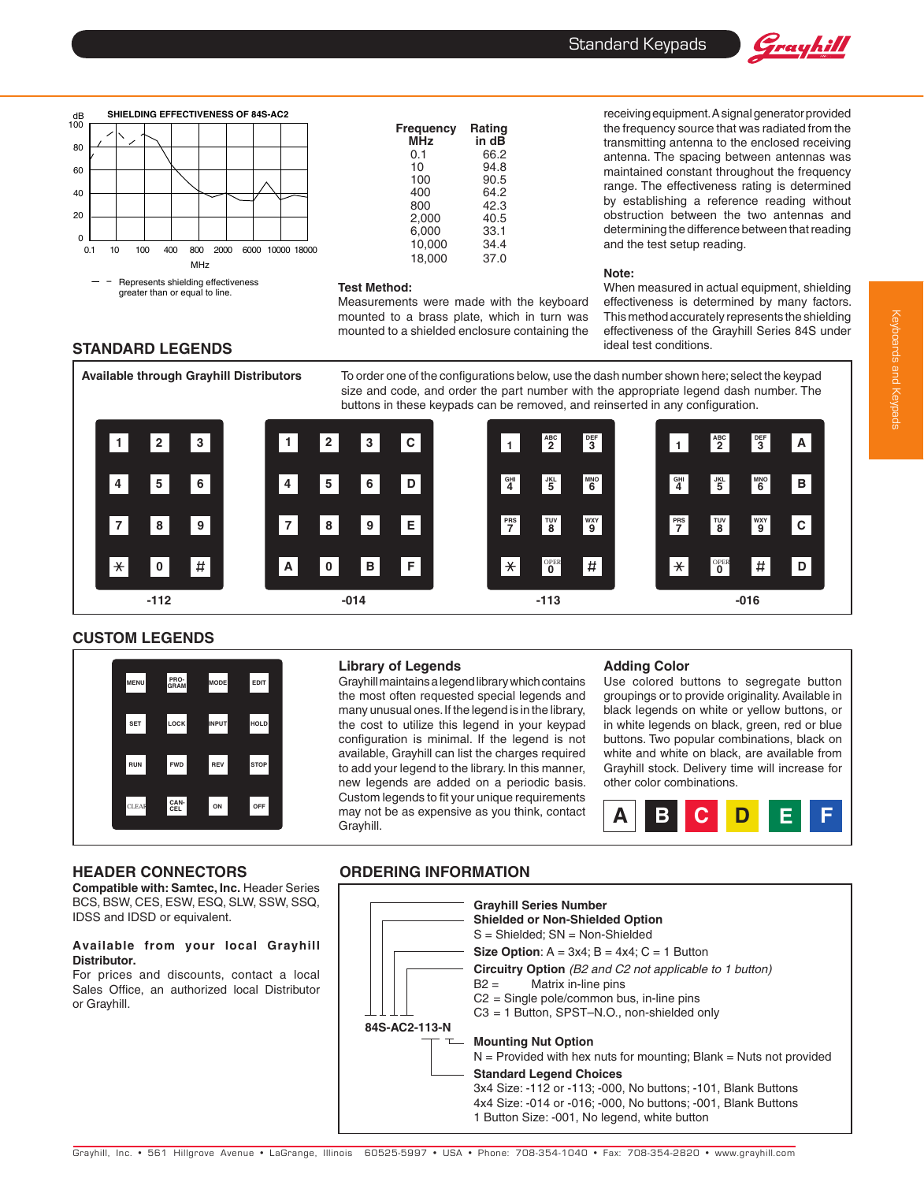**SHIELDING EFFECTIVENESS OF 84S-AC2**

dB
100
80
60
40
20
0
0.1 10 100 400 800 2000 6000 10000 18000
MHz

— – Represents shielding effectiveness greater than or equal to line.

| Frequency MHz | Rating in dB |
|---|---|
| 0.1 | 66.2 |
| 10 | 94.8 |
| 100 | 90.5 |
| 400 | 64.2 |
| 800 | 42.3 |
| 2,000 | 40.5 |
| 6,000 | 33.1 |
| 10,000 | 34.4 |
| 18,000 | 37.0 |

**Test Method:**
Measurements were made with the keyboard mounted to a brass plate, which in turn was mounted to a shielded enclosure containing the receiving equipment. A signal generator provided the frequency source that was radiated from the transmitting antenna to the enclosed receiving antenna. The spacing between antennas was maintained constant throughout the frequency range. The effectiveness rating is determined by establishing a reference reading without obstruction between the two antennas and determining the difference between that reading and the test setup reading.

**Note:**
When measured in actual equipment, shielding effectiveness is determined by many factors. This method accurately represents the shielding effectiveness of the Grayhill Series 84S under ideal test conditions.

## STANDARD LEGENDS

**Available through Grayhill Distributors**

To order one of the configurations below, use the dash number shown here; select the keypad size and code, and order the part number with the appropriate legend dash number. The buttons in these keypads can be removed, and reinserted in any configuration.

**-112**

1 2 3
4 5 6
7 8 9
* 0 #

**-014**

1 2 3 C
4 5 6 D
7 8 9 E
A 0 B F

**-113**

1 ABC 2 DEF 3
GHI 4 JKL 5 MNO 6
PRS 7 TUV 8 WXY 9
* OPER 0 #

**-016**

1 ABC 2 DEF 3 A
GHI 4 JKL 5 MNO 6 B
PRS 7 TUV 8 WXY 9 C
* OPER 0 # D

## CUSTOM LEGENDS

MENU PRO-GRAM MODE EDIT
SET LOCK INPUT HOLD
RUN FWD REV STOP
CLEAR CAN-CEL ON OFF

### Library of Legends

Grayhill maintains a legend library which contains the most often requested special legends and many unusual ones. If the legend is in the library, the cost to utilize this legend in your keypad configuration is minimal. If the legend is not available, Grayhill can list the charges required to add your legend to the library. In this manner, new legends are added on a periodic basis. Custom legends to fit your unique requirements may not be as expensive as you think, contact Grayhill.

### Adding Color

Use colored buttons to segregate button groupings or to provide originality. Available in black legends on white or yellow buttons, or in white legends on black, green, red or blue buttons. Two popular combinations, black on white and white on black, are available from Grayhill stock. Delivery time will increase for other color combinations.

A B C D E F

## HEADER CONNECTORS

**Compatible with: Samtec, Inc.** Header Series BCS, BSW, CES, ESW, ESQ, SLW, SSW, SSQ, IDSS and IDSD or equivalent.

**Available from your local Grayhill Distributor.**
For prices and discounts, contact a local Sales Office, an authorized local Distributor or Grayhill.

## ORDERING INFORMATION

84S-AC2-113-N

**Grayhill Series Number**
**Shielded or Non-Shielded Option**
S = Shielded; SN = Non-Shielded
**Size Option**: A = 3x4; B = 4x4; C = 1 Button
**Circuitry Option** *(B2 and C2 not applicable to 1 button)*
B2 = Matrix in-line pins
C2 = Single pole/common bus, in-line pins
C3 = 1 Button, SPST–N.O., non-shielded only
**Mounting Nut Option**
N = Provided with hex nuts for mounting; Blank = Nuts not provided
**Standard Legend Choices**
3x4 Size: -112 or -113; -000, No buttons; -101, Blank Buttons
4x4 Size: -014 or -016; -000, No buttons; -001, Blank Buttons
1 Button Size: -001, No legend, white button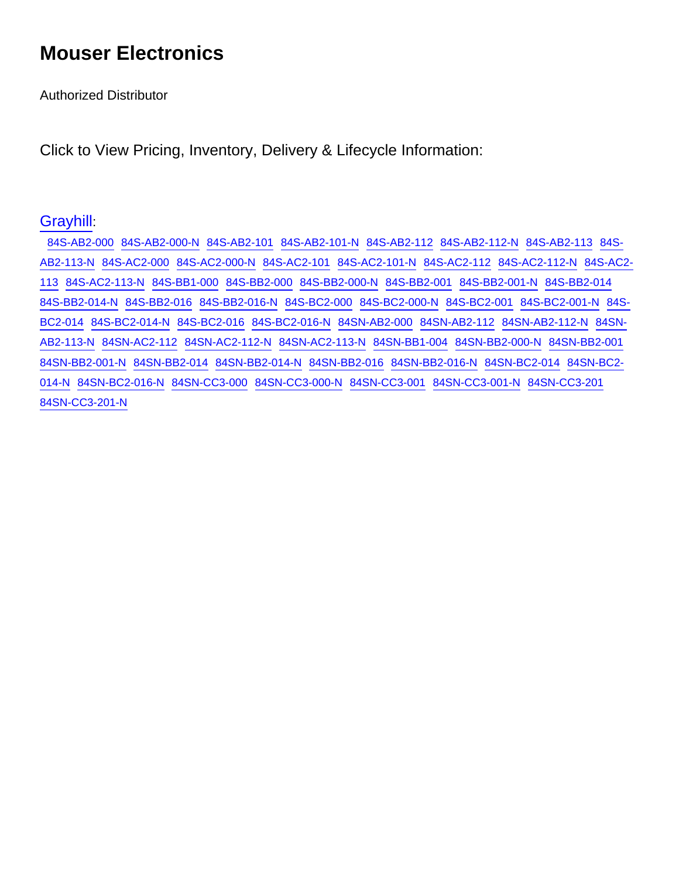# Mouser Electronics

Authorized Distributor

Click to View Pricing, Inventory, Delivery & Lifecycle Information:

Grayhill:

84S-AB2-000 84S-AB2-000-N 84S-AB2-101 84S-AB2-101-N 84S-AB2-112 84S-AB2-112-N 84S-AB2-113 84S-AB2-113-N 84S-AC2-000 84S-AC2-000-N 84S-AC2-101 84S-AC2-101-N 84S-AC2-112 84S-AC2-112-N 84S-AC2-113 84S-AC2-113-N 84S-BB1-000 84S-BB2-000 84S-BB2-000-N 84S-BB2-001 84S-BB2-001-N 84S-BB2-014 84S-BB2-014-N 84S-BB2-016 84S-BB2-016-N 84S-BC2-000 84S-BC2-000-N 84S-BC2-001 84S-BC2-001-N 84S-BC2-014 84S-BC2-014-N 84S-BC2-016 84S-BC2-016-N 84SN-AB2-000 84SN-AB2-112 84SN-AB2-112-N 84SN-AB2-113-N 84SN-AC2-112 84SN-AC2-112-N 84SN-AC2-113-N 84SN-BB1-004 84SN-BB2-000-N 84SN-BB2-001 84SN-BB2-001-N 84SN-BB2-014 84SN-BB2-014-N 84SN-BB2-016 84SN-BB2-016-N 84SN-BC2-014 84SN-BC2-014-N 84SN-BC2-016-N 84SN-CC3-000 84SN-CC3-000-N 84SN-CC3-001 84SN-CC3-001-N 84SN-CC3-201 84SN-CC3-201-N